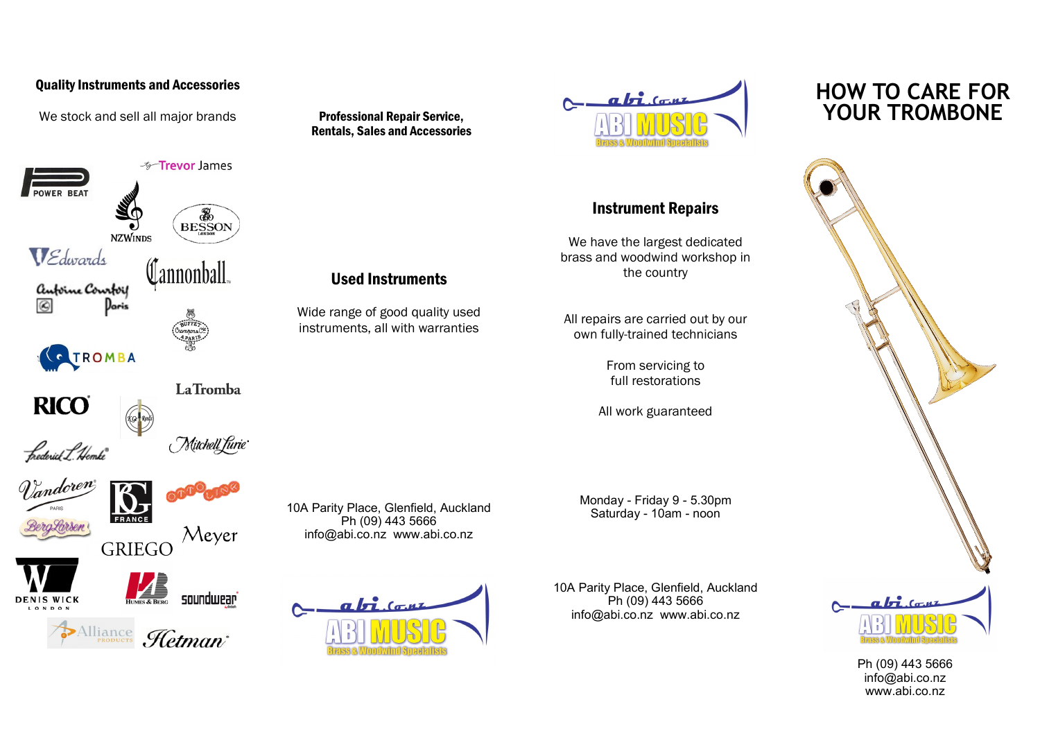## Quality Instruments and Accessories

We stock and sell all major brands

**Professional Repair Service, Rentals, Sales and Accessories**

## Used Instruments

Wide range of good quality used instruments, all with warranties

10A Parity Place, Glenfield, Auckland
Ph (09) 443 5666
info@abi.co.nz www.abi.co.nz

ABI MUSIC
Brass & Woodwind Specialists

## Instrument Repairs

We have the largest dedicated brass and woodwind workshop in the country

All repairs are carried out by our own fully-trained technicians

From servicing to full restorations

All work guaranteed

Monday - Friday 9 - 5.30pm
Saturday - 10am - noon

10A Parity Place, Glenfield, Auckland
Ph (09) 443 5666
info@abi.co.nz www.abi.co.nz

# HOW TO CARE FOR YOUR TROMBONE

ABI MUSIC
Brass & Woodwind Specialists

Ph (09) 443 5666
info@abi.co.nz
www.abi.co.nz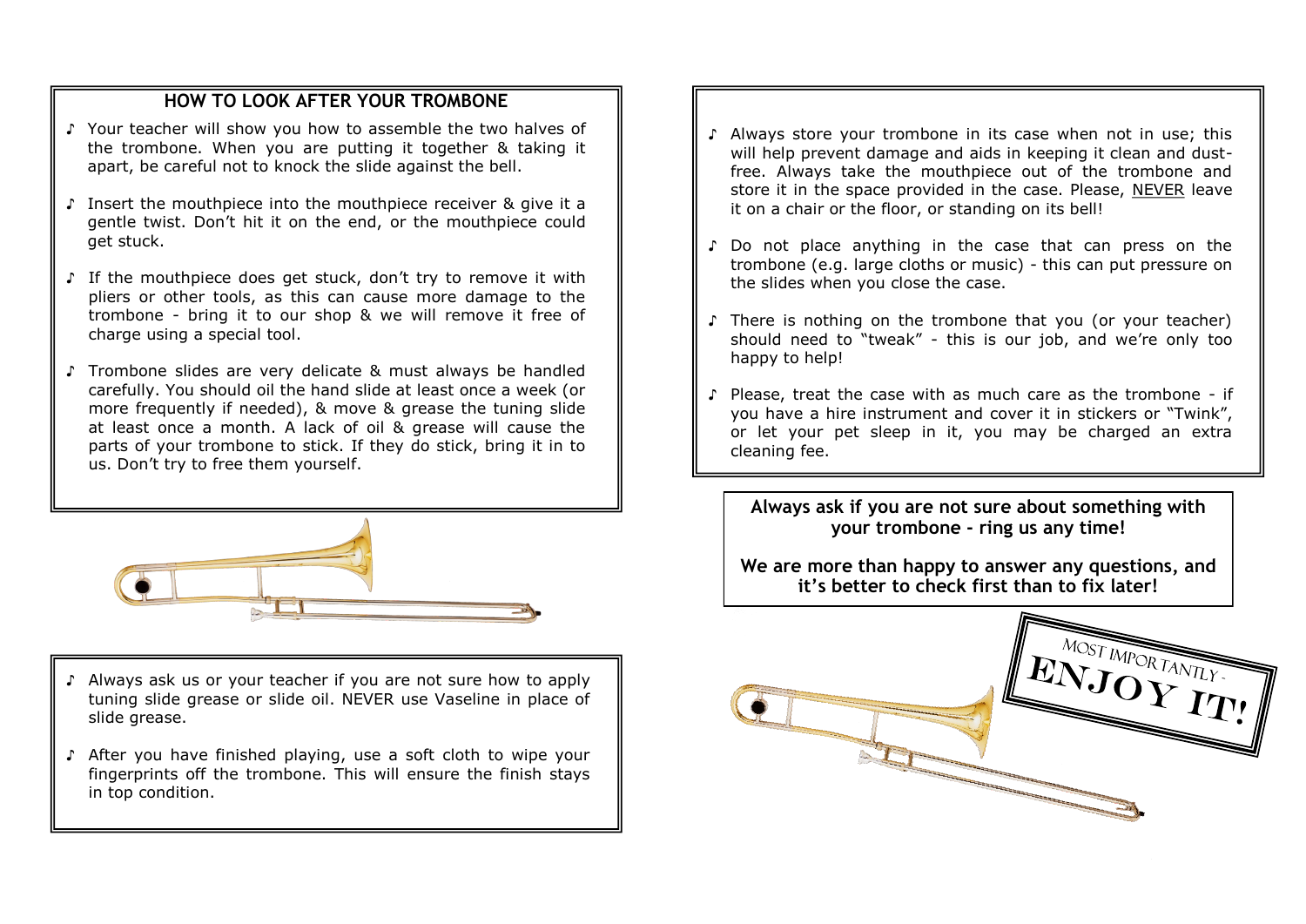## HOW TO LOOK AFTER YOUR TROMBONE

- Your teacher will show you how to assemble the two halves of the trombone. When you are putting it together & taking it apart, be careful not to knock the slide against the bell.
- Insert the mouthpiece into the mouthpiece receiver & give it a gentle twist. Don't hit it on the end, or the mouthpiece could get stuck.
- If the mouthpiece does get stuck, don't try to remove it with pliers or other tools, as this can cause more damage to the trombone - bring it to our shop & we will remove it free of charge using a special tool.
- Trombone slides are very delicate & must always be handled carefully. You should oil the hand slide at least once a week (or more frequently if needed), & move & grease the tuning slide at least once a month. A lack of oil & grease will cause the parts of your trombone to stick. If they do stick, bring it in to us. Don't try to free them yourself.

- Always ask us or your teacher if you are not sure how to apply tuning slide grease or slide oil. NEVER use Vaseline in place of slide grease.
- After you have finished playing, use a soft cloth to wipe your fingerprints off the trombone. This will ensure the finish stays in top condition.

- Always store your trombone in its case when not in use; this will help prevent damage and aids in keeping it clean and dust-free. Always take the mouthpiece out of the trombone and store it in the space provided in the case. Please, NEVER leave it on a chair or the floor, or standing on its bell!
- Do not place anything in the case that can press on the trombone (e.g. large cloths or music) - this can put pressure on the slides when you close the case.
- There is nothing on the trombone that you (or your teacher) should need to "tweak" - this is our job, and we're only too happy to help!
- Please, treat the case with as much care as the trombone - if you have a hire instrument and cover it in stickers or "Twink", or let your pet sleep in it, you may be charged an extra cleaning fee.

**Always ask if you are not sure about something with your trombone - ring us any time!**

**We are more than happy to answer any questions, and it's better to check first than to fix later!**

MOST IMPORTANTLY -

ENJOY IT!